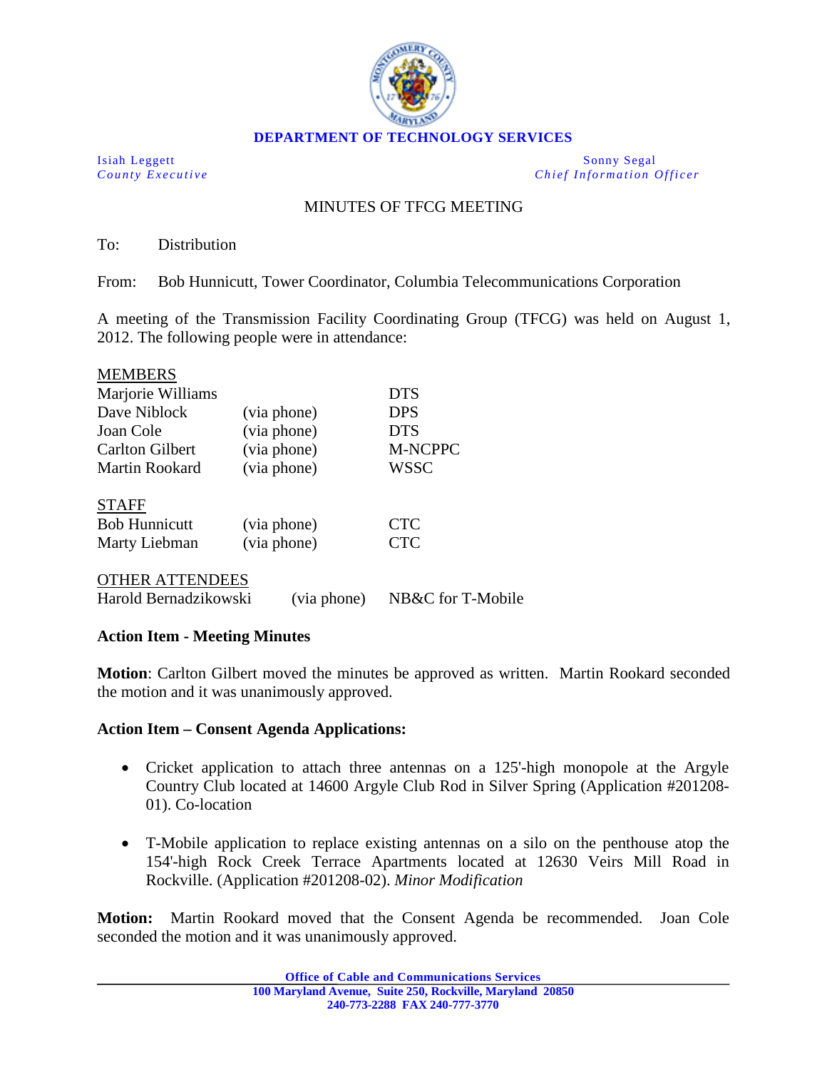**DEPARTMENT OF TECHNOLOGY SERVICES**

| Isiah Leggett | Sonny Segal |
| --- | --- |
| *County Executive* | *Chief Information Officer* |

## MINUTES OF TFCG MEETING

To: Distribution

From: Bob Hunnicutt, Tower Coordinator, Columbia Telecommunications Corporation

A meeting of the Transmission Facility Coordinating Group (TFCG) was held on August 1, 2012. The following people were in attendance:

MEMBERS

| | | |
| --- | --- | --- |
| Marjorie Williams | | DTS |
| Dave Niblock | (via phone) | DPS |
| Joan Cole | (via phone) | DTS |
| Carlton Gilbert | (via phone) | M-NCPPC |
| Martin Rookard | (via phone) | WSSC |

STAFF

| | | |
| --- | --- | --- |
| Bob Hunnicutt | (via phone) | CTC |
| Marty Liebman | (via phone) | CTC |

OTHER ATTENDEES

| | | |
| --- | --- | --- |
| Harold Bernadzikowski | (via phone) | NB&C for T-Mobile |

**Action Item - Meeting Minutes**

**Motion**: Carlton Gilbert moved the minutes be approved as written. Martin Rookard seconded the motion and it was unanimously approved.

**Action Item – Consent Agenda Applications:**

- Cricket application to attach three antennas on a 125'-high monopole at the Argyle Country Club located at 14600 Argyle Club Rod in Silver Spring (Application #201208-01). Co-location

- T-Mobile application to replace existing antennas on a silo on the penthouse atop the 154'-high Rock Creek Terrace Apartments located at 12630 Veirs Mill Road in Rockville. (Application #201208-02). *Minor Modification*

**Motion:** Martin Rookard moved that the Consent Agenda be recommended. Joan Cole seconded the motion and it was unanimously approved.

**Office of Cable and Communications Services**
**100 Maryland Avenue, Suite 250, Rockville, Maryland 20850**
**240-773-2288 FAX 240-777-3770**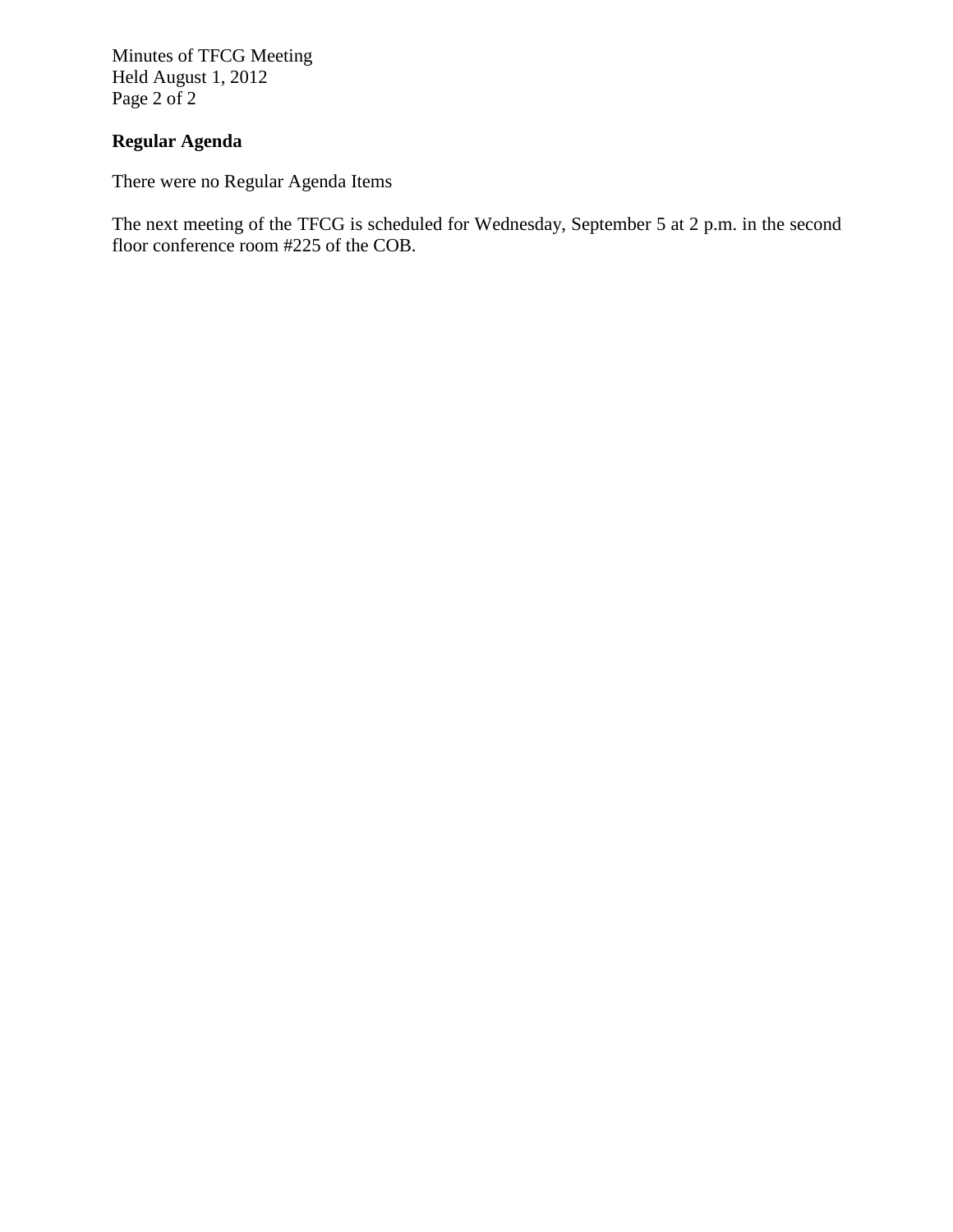**Regular Agenda**

There were no Regular Agenda Items

The next meeting of the TFCG is scheduled for Wednesday, September 5 at 2 p.m. in the second floor conference room #225 of the COB.